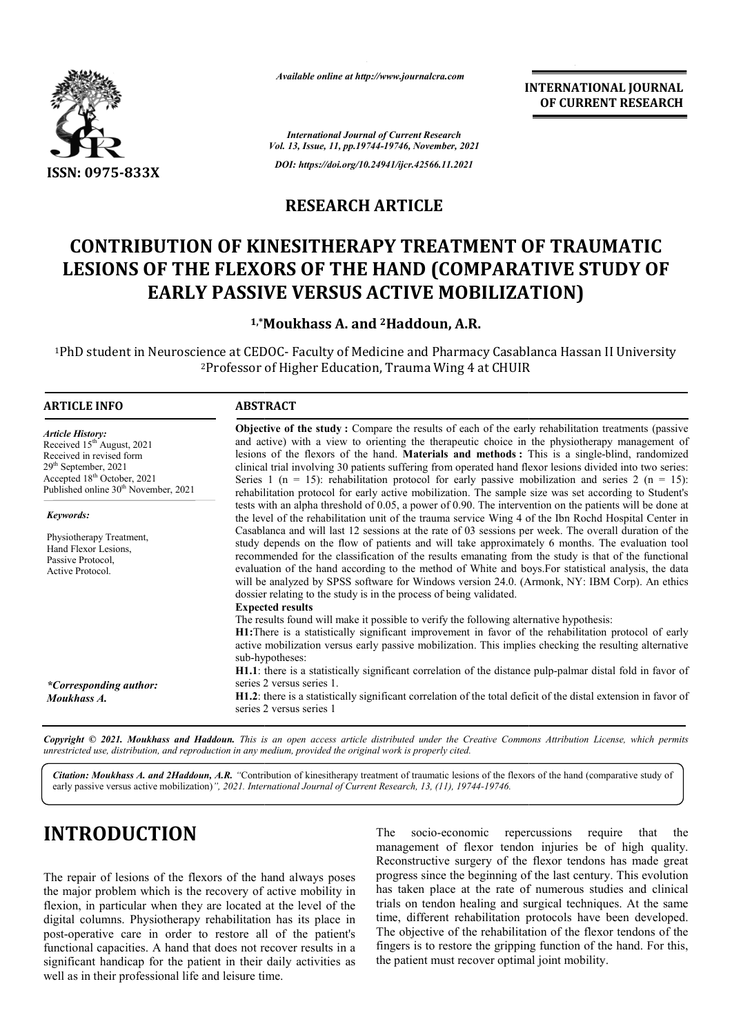*Available online at http://www.journalcra.com*

**INTERNATIONAL JOURNAL OF CURRENT RESEARCH**

*International Journal of Current Research*
*Vol. 13, Issue, 11, pp.19744-19746, November, 2021*

*DOI: https://doi.org/10.24941/ijcr.42566.11.2021*

ISSN: 0975-833X

**RESEARCH ARTICLE**

# CONTRIBUTION OF KINESITHERAPY TREATMENT OF TRAUMATIC LESIONS OF THE FLEXORS OF THE HAND (COMPARATIVE STUDY OF EARLY PASSIVE VERSUS ACTIVE MOBILIZATION)

**[1,*]Moukhass A. and [2]Haddoun, A.R.**

[1]PhD student in Neuroscience at CEDOC- Faculty of Medicine and Pharmacy Casablanca Hassan II University
[2]Professor of Higher Education, Trauma Wing 4 at CHUIR

## ARTICLE INFO

*Article History:*
Received 15[th] August, 2021
Received in revised form
29[th] September, 2021
Accepted 18[th] October, 2021
Published online 30[th] November, 2021

*Keywords:*

Physiotherapy Treatment,
Hand Flexor Lesions,
Passive Protocol,
Active Protocol.

*\*Corresponding author:*
*Moukhass A.*

## ABSTRACT

**Objective of the study :** Compare the results of each of the early rehabilitation treatments (passive and active) with a view to orienting the therapeutic choice in the physiotherapy management of lesions of the flexors of the hand. **Materials and methods :** This is a single-blind, randomized clinical trial involving 30 patients suffering from operated hand flexor lesions divided into two series: Series 1 (n = 15): rehabilitation protocol for early passive mobilization and series 2 (n = 15): rehabilitation protocol for early active mobilization. The sample size was set according to Student's tests with an alpha threshold of 0.05, a power of 0.90. The intervention on the patients will be done at the level of the rehabilitation unit of the trauma service Wing 4 of the Ibn Rochd Hospital Center in Casablanca and will last 12 sessions at the rate of 03 sessions per week. The overall duration of the study depends on the flow of patients and will take approximately 6 months. The evaluation tool recommended for the classification of the results emanating from the study is that of the functional evaluation of the hand according to the method of White and boys.For statistical analysis, the data will be analyzed by SPSS software for Windows version 24.0. (Armonk, NY: IBM Corp). An ethics dossier relating to the study is in the process of being validated.

**Expected results**

The results found will make it possible to verify the following alternative hypothesis:

**H1:**There is a statistically significant improvement in favor of the rehabilitation protocol of early active mobilization versus early passive mobilization. This implies checking the resulting alternative sub-hypotheses:

**H1.1**: there is a statistically significant correlation of the distance pulp-palmar distal fold in favor of series 2 versus series 1.

**H1.2**: there is a statistically significant correlation of the total deficit of the distal extension in favor of series 2 versus series 1

*Copyright © 2021. Moukhass and Haddoun. This is an open access article distributed under the Creative Commons Attribution License, which permits unrestricted use, distribution, and reproduction in any medium, provided the original work is properly cited.*

***Citation: Moukhass A. and 2Haddoun, A.R.** "Contribution of kinesitherapy treatment of traumatic lesions of the flexors of the hand (comparative study of early passive versus active mobilization)", 2021. International Journal of Current Research, 13, (11), 19744-19746.*

# INTRODUCTION

The repair of lesions of the flexors of the hand always poses the major problem which is the recovery of active mobility in flexion, in particular when they are located at the level of the digital columns. Physiotherapy rehabilitation has its place in post-operative care in order to restore all of the patient's functional capacities. A hand that does not recover results in a significant handicap for the patient in their daily activities as well as in their professional life and leisure time.

The socio-economic repercussions require that the management of flexor tendon injuries be of high quality. Reconstructive surgery of the flexor tendons has made great progress since the beginning of the last century. This evolution has taken place at the rate of numerous studies and clinical trials on tendon healing and surgical techniques. At the same time, different rehabilitation protocols have been developed. The objective of the rehabilitation of the flexor tendons of the fingers is to restore the gripping function of the hand. For this, the patient must recover optimal joint mobility.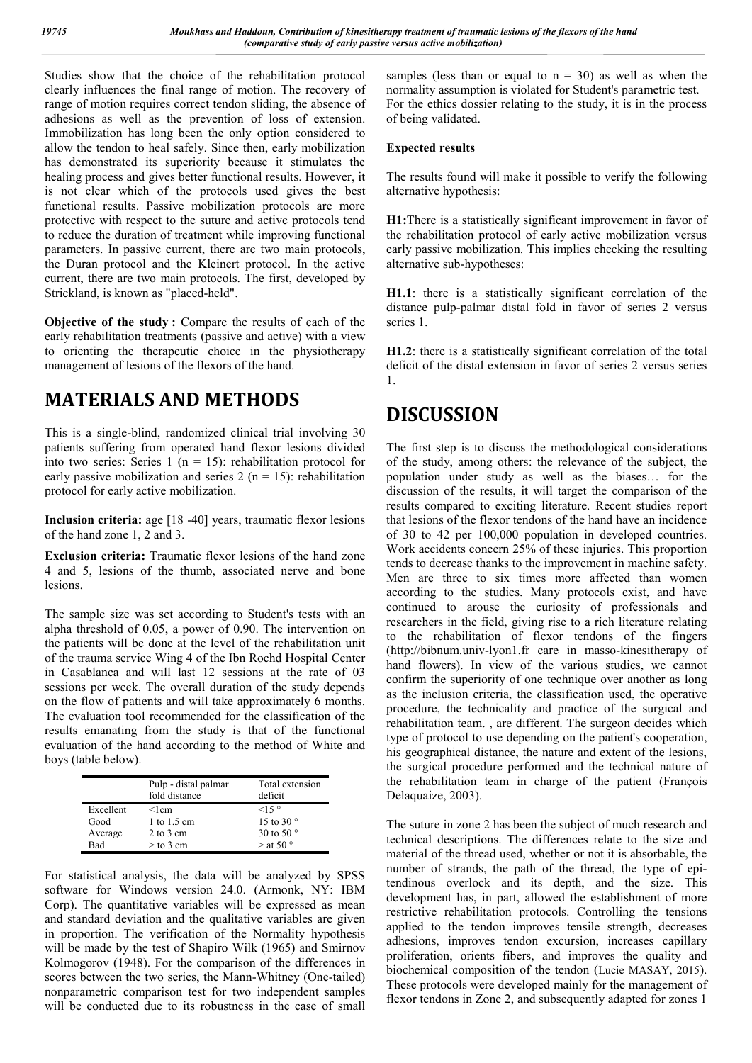Studies show that the choice of the rehabilitation protocol clearly influences the final range of motion. The recovery of range of motion requires correct tendon sliding, the absence of adhesions as well as the prevention of loss of extension. Immobilization has long been the only option considered to allow the tendon to heal safely. Since then, early mobilization has demonstrated its superiority because it stimulates the healing process and gives better functional results. However, it is not clear which of the protocols used gives the best functional results. Passive mobilization protocols are more protective with respect to the suture and active protocols tend to reduce the duration of treatment while improving functional parameters. In passive current, there are two main protocols, the Duran protocol and the Kleinert protocol. In the active current, there are two main protocols. The first, developed by Strickland, is known as "placed-held".

**Objective of the study :** Compare the results of each of the early rehabilitation treatments (passive and active) with a view to orienting the therapeutic choice in the physiotherapy management of lesions of the flexors of the hand.

# MATERIALS AND METHODS

This is a single-blind, randomized clinical trial involving 30 patients suffering from operated hand flexor lesions divided into two series: Series 1 (n = 15): rehabilitation protocol for early passive mobilization and series 2 (n = 15): rehabilitation protocol for early active mobilization.

**Inclusion criteria:** age [18 -40] years, traumatic flexor lesions of the hand zone 1, 2 and 3.

**Exclusion criteria:** Traumatic flexor lesions of the hand zone 4 and 5, lesions of the thumb, associated nerve and bone lesions.

The sample size was set according to Student's tests with an alpha threshold of 0.05, a power of 0.90. The intervention on the patients will be done at the level of the rehabilitation unit of the trauma service Wing 4 of the Ibn Rochd Hospital Center in Casablanca and will last 12 sessions at the rate of 03 sessions per week. The overall duration of the study depends on the flow of patients and will take approximately 6 months. The evaluation tool recommended for the classification of the results emanating from the study is that of the functional evaluation of the hand according to the method of White and boys (table below).

| | Pulp - distal palmar fold distance | Total extension deficit |
|---|---|---|
| Excellent | <1cm | <15 ° |
| Good | 1 to 1.5 cm | 15 to 30 ° |
| Average | 2 to 3 cm | 30 to 50 ° |
| Bad | > to 3 cm | > at 50 ° |

For statistical analysis, the data will be analyzed by SPSS software for Windows version 24.0. (Armonk, NY: IBM Corp). The quantitative variables will be expressed as mean and standard deviation and the qualitative variables are given in proportion. The verification of the Normality hypothesis will be made by the test of Shapiro Wilk (1965) and Smirnov Kolmogorov (1948). For the comparison of the differences in scores between the two series, the Mann-Whitney (One-tailed) nonparametric comparison test for two independent samples will be conducted due to its robustness in the case of small samples (less than or equal to n = 30) as well as when the normality assumption is violated for Student's parametric test. For the ethics dossier relating to the study, it is in the process of being validated.

**Expected results**

The results found will make it possible to verify the following alternative hypothesis:

**H1:** There is a statistically significant improvement in favor of the rehabilitation protocol of early active mobilization versus early passive mobilization. This implies checking the resulting alternative sub-hypotheses:

**H1.1**: there is a statistically significant correlation of the distance pulp-palmar distal fold in favor of series 2 versus series 1.

**H1.2**: there is a statistically significant correlation of the total deficit of the distal extension in favor of series 2 versus series 1.

# DISCUSSION

The first step is to discuss the methodological considerations of the study, among others: the relevance of the subject, the population under study as well as the biases… for the discussion of the results, it will target the comparison of the results compared to exciting literature. Recent studies report that lesions of the flexor tendons of the hand have an incidence of 30 to 42 per 100,000 population in developed countries. Work accidents concern 25% of these injuries. This proportion tends to decrease thanks to the improvement in machine safety. Men are three to six times more affected than women according to the studies. Many protocols exist, and have continued to arouse the curiosity of professionals and researchers in the field, giving rise to a rich literature relating to the rehabilitation of flexor tendons of the fingers (http://bibnum.univ-lyon1.fr care in masso-kinesitherapy of hand flowers). In view of the various studies, we cannot confirm the superiority of one technique over another as long as the inclusion criteria, the classification used, the operative procedure, the technicality and practice of the surgical and rehabilitation team. , are different. The surgeon decides which type of protocol to use depending on the patient's cooperation, his geographical distance, the nature and extent of the lesions, the surgical procedure performed and the technical nature of the rehabilitation team in charge of the patient (François Delaquaize, 2003).

The suture in zone 2 has been the subject of much research and technical descriptions. The differences relate to the size and material of the thread used, whether or not it is absorbable, the number of strands, the path of the thread, the type of epi-tendinous overlock and its depth, and the size. This development has, in part, allowed the establishment of more restrictive rehabilitation protocols. Controlling the tensions applied to the tendon improves tensile strength, decreases adhesions, improves tendon excursion, increases capillary proliferation, orients fibers, and improves the quality and biochemical composition of the tendon (Lucie MASAY, 2015). These protocols were developed mainly for the management of flexor tendons in Zone 2, and subsequently adapted for zones 1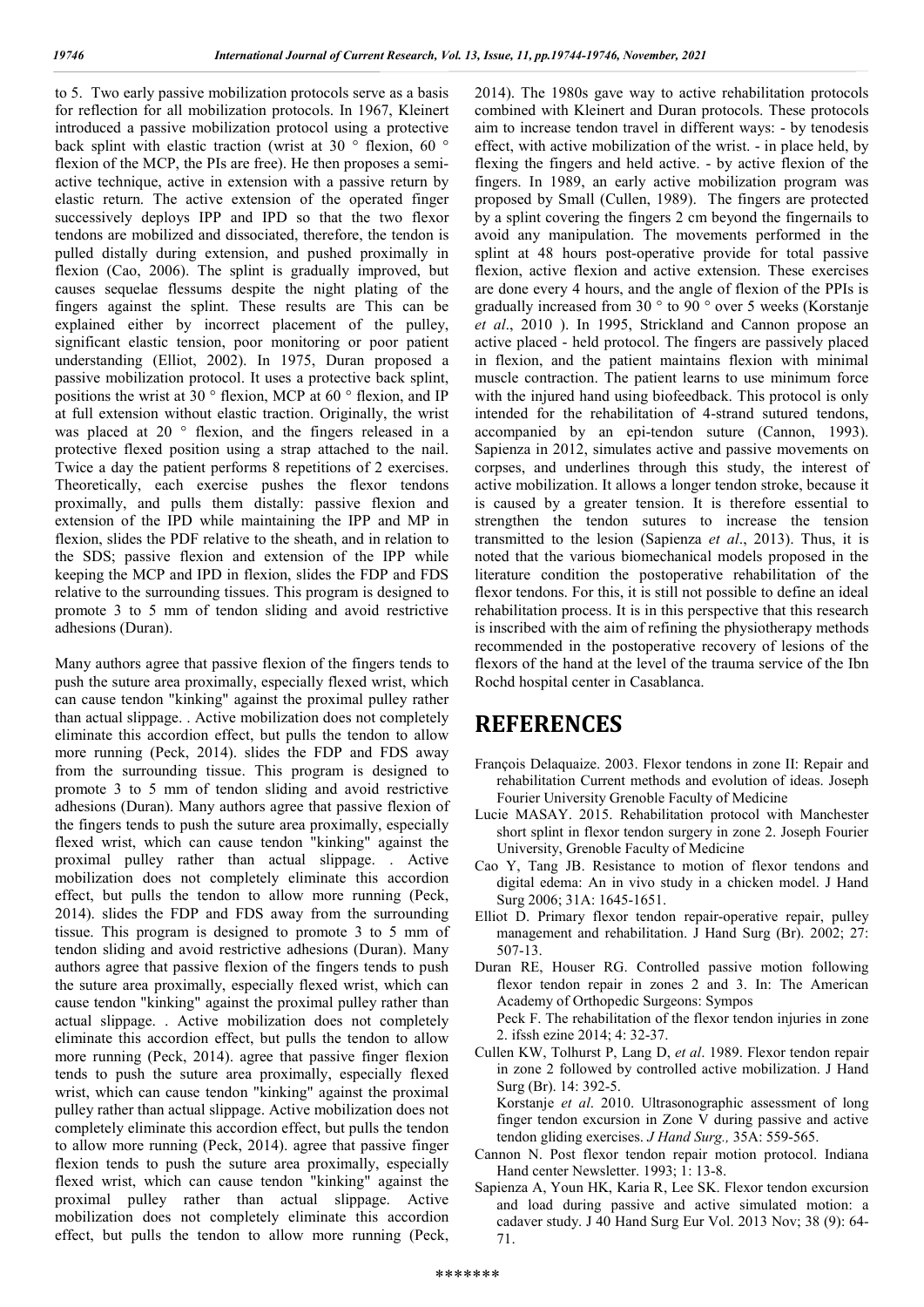to 5. Two early passive mobilization protocols serve as a basis for reflection for all mobilization protocols. In 1967, Kleinert introduced a passive mobilization protocol using a protective back splint with elastic traction (wrist at 30 ° flexion, 60 ° flexion of the MCP, the PIs are free). He then proposes a semi-active technique, active in extension with a passive return by elastic return. The active extension of the operated finger successively deploys IPP and IPD so that the two flexor tendons are mobilized and dissociated, therefore, the tendon is pulled distally during extension, and pushed proximally in flexion (Cao, 2006). The splint is gradually improved, but causes sequelae flessums despite the night plating of the fingers against the splint. These results are This can be explained either by incorrect placement of the pulley, significant elastic tension, poor monitoring or poor patient understanding (Elliot, 2002). In 1975, Duran proposed a passive mobilization protocol. It uses a protective back splint, positions the wrist at 30 ° flexion, MCP at 60 ° flexion, and IP at full extension without elastic traction. Originally, the wrist was placed at 20 ° flexion, and the fingers released in a protective flexed position using a strap attached to the nail. Twice a day the patient performs 8 repetitions of 2 exercises. Theoretically, each exercise pushes the flexor tendons proximally, and pulls them distally: passive flexion and extension of the IPD while maintaining the IPP and MP in flexion, slides the PDF relative to the sheath, and in relation to the SDS; passive flexion and extension of the IPP while keeping the MCP and IPD in flexion, slides the FDP and FDS relative to the surrounding tissues. This program is designed to promote 3 to 5 mm of tendon sliding and avoid restrictive adhesions (Duran).

Many authors agree that passive flexion of the fingers tends to push the suture area proximally, especially flexed wrist, which can cause tendon "kinking" against the proximal pulley rather than actual slippage. . Active mobilization does not completely eliminate this accordion effect, but pulls the tendon to allow more running (Peck, 2014). slides the FDP and FDS away from the surrounding tissue. This program is designed to promote 3 to 5 mm of tendon sliding and avoid restrictive adhesions (Duran). Many authors agree that passive flexion of the fingers tends to push the suture area proximally, especially flexed wrist, which can cause tendon "kinking" against the proximal pulley rather than actual slippage. . Active mobilization does not completely eliminate this accordion effect, but pulls the tendon to allow more running (Peck, 2014). slides the FDP and FDS away from the surrounding tissue. This program is designed to promote 3 to 5 mm of tendon sliding and avoid restrictive adhesions (Duran). Many authors agree that passive flexion of the fingers tends to push the suture area proximally, especially flexed wrist, which can cause tendon "kinking" against the proximal pulley rather than actual slippage. . Active mobilization does not completely eliminate this accordion effect, but pulls the tendon to allow more running (Peck, 2014). agree that passive finger flexion tends to push the suture area proximally, especially flexed wrist, which can cause tendon "kinking" against the proximal pulley rather than actual slippage. Active mobilization does not completely eliminate this accordion effect, but pulls the tendon to allow more running (Peck, 2014). agree that passive finger flexion tends to push the suture area proximally, especially flexed wrist, which can cause tendon "kinking" against the proximal pulley rather than actual slippage. Active mobilization does not completely eliminate this accordion effect, but pulls the tendon to allow more running (Peck, 2014). The 1980s gave way to active rehabilitation protocols combined with Kleinert and Duran protocols. These protocols aim to increase tendon travel in different ways: - by tenodesis effect, with active mobilization of the wrist. - in place held, by flexing the fingers and held active. - by active flexion of the fingers. In 1989, an early active mobilization program was proposed by Small (Cullen, 1989). The fingers are protected by a splint covering the fingers 2 cm beyond the fingernails to avoid any manipulation. The movements performed in the splint at 48 hours post-operative provide for total passive flexion, active flexion and active extension. These exercises are done every 4 hours, and the angle of flexion of the PPIs is gradually increased from 30 ° to 90 ° over 5 weeks (Korstanje *et al*., 2010 ). In 1995, Strickland and Cannon propose an active placed - held protocol. The fingers are passively placed in flexion, and the patient maintains flexion with minimal muscle contraction. The patient learns to use minimum force with the injured hand using biofeedback. This protocol is only intended for the rehabilitation of 4-strand sutured tendons, accompanied by an epi-tendon suture (Cannon, 1993). Sapienza in 2012, simulates active and passive movements on corpses, and underlines through this study, the interest of active mobilization. It allows a longer tendon stroke, because it is caused by a greater tension. It is therefore essential to strengthen the tendon sutures to increase the tension transmitted to the lesion (Sapienza *et al*., 2013). Thus, it is noted that the various biomechanical models proposed in the literature condition the postoperative rehabilitation of the flexor tendons. For this, it is still not possible to define an ideal rehabilitation process. It is in this perspective that this research is inscribed with the aim of refining the physiotherapy methods recommended in the postoperative recovery of lesions of the flexors of the hand at the level of the trauma service of the Ibn Rochd hospital center in Casablanca.

# REFERENCES

François Delaquaize. 2003. Flexor tendons in zone II: Repair and rehabilitation Current methods and evolution of ideas. Joseph Fourier University Grenoble Faculty of Medicine

Lucie MASAY. 2015. Rehabilitation protocol with Manchester short splint in flexor tendon surgery in zone 2. Joseph Fourier University, Grenoble Faculty of Medicine

Cao Y, Tang JB. Resistance to motion of flexor tendons and digital edema: An in vivo study in a chicken model. J Hand Surg 2006; 31A: 1645-1651.

Elliot D. Primary flexor tendon repair-operative repair, pulley management and rehabilitation. J Hand Surg (Br). 2002; 27: 507-13.

Duran RE, Houser RG. Controlled passive motion following flexor tendon repair in zones 2 and 3. In: The American Academy of Orthopedic Surgeons: Sympos

Peck F. The rehabilitation of the flexor tendon injuries in zone 2. ifssh ezine 2014; 4: 32-37.

Cullen KW, Tolhurst P, Lang D, *et al*. 1989. Flexor tendon repair in zone 2 followed by controlled active mobilization. J Hand Surg (Br). 14: 392-5.

Korstanje *et al*. 2010. Ultrasonographic assessment of long finger tendon excursion in Zone V during passive and active tendon gliding exercises. *J Hand Surg.,* 35A: 559-565.

Cannon N. Post flexor tendon repair motion protocol. Indiana Hand center Newsletter. 1993; 1: 13-8.

Sapienza A, Youn HK, Karia R, Lee SK. Flexor tendon excursion and load during passive and active simulated motion: a cadaver study. J 40 Hand Surg Eur Vol. 2013 Nov; 38 (9): 64-71.

\*\*\*\*\*\*\*